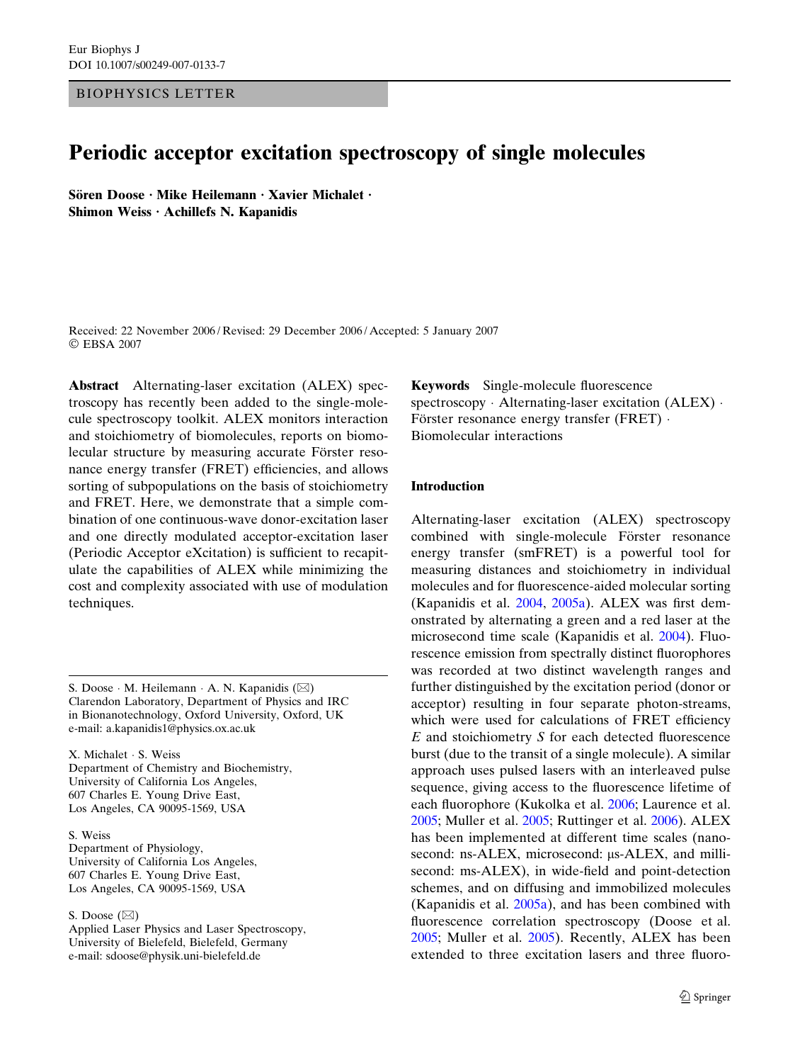BIOPHYSICS LETTER

# Periodic acceptor excitation spectroscopy of single molecules

**Sören Doose · Mike Heilemann · Xavier Michalet · Shimon Weiss · Achillefs N. Kapanidis**

Received: 22 November 2006 / Revised: 29 December 2006 / Accepted: 5 January 2007
© EBSA 2007

**Abstract** Alternating-laser excitation (ALEX) spectroscopy has recently been added to the single-molecule spectroscopy toolkit. ALEX monitors interaction and stoichiometry of biomolecules, reports on biomolecular structure by measuring accurate Förster resonance energy transfer (FRET) efficiencies, and allows sorting of subpopulations on the basis of stoichiometry and FRET. Here, we demonstrate that a simple combination of one continuous-wave donor-excitation laser and one directly modulated acceptor-excitation laser (Periodic Acceptor eXcitation) is sufficient to recapitulate the capabilities of ALEX while minimizing the cost and complexity associated with use of modulation techniques.

**Keywords** Single-molecule fluorescence spectroscopy · Alternating-laser excitation (ALEX) · Förster resonance energy transfer (FRET) · Biomolecular interactions

S. Doose · M. Heilemann · A. N. Kapanidis (✉)
Clarendon Laboratory, Department of Physics and IRC in Bionanotechnology, Oxford University, Oxford, UK
e-mail: a.kapanidis1@physics.ox.ac.uk

X. Michalet · S. Weiss
Department of Chemistry and Biochemistry, University of California Los Angeles, 607 Charles E. Young Drive East, Los Angeles, CA 90095-1569, USA

S. Weiss
Department of Physiology, University of California Los Angeles, 607 Charles E. Young Drive East, Los Angeles, CA 90095-1569, USA

S. Doose (✉)
Applied Laser Physics and Laser Spectroscopy, University of Bielefeld, Bielefeld, Germany
e-mail: sdoose@physik.uni-bielefeld.de

## Introduction

Alternating-laser excitation (ALEX) spectroscopy combined with single-molecule Förster resonance energy transfer (smFRET) is a powerful tool for measuring distances and stoichiometry in individual molecules and for fluorescence-aided molecular sorting (Kapanidis et al. 2004, 2005a). ALEX was first demonstrated by alternating a green and a red laser at the microsecond time scale (Kapanidis et al. 2004). Fluorescence emission from spectrally distinct fluorophores was recorded at two distinct wavelength ranges and further distinguished by the excitation period (donor or acceptor) resulting in four separate photon-streams, which were used for calculations of FRET efficiency $E$ and stoichiometry $S$ for each detected fluorescence burst (due to the transit of a single molecule). A similar approach uses pulsed lasers with an interleaved pulse sequence, giving access to the fluorescence lifetime of each fluorophore (Kukolka et al. 2006; Laurence et al. 2005; Muller et al. 2005; Ruttinger et al. 2006). ALEX has been implemented at different time scales (nanosecond: ns-ALEX, microsecond: μs-ALEX, and millisecond: ms-ALEX), in wide-field and point-detection schemes, and on diffusing and immobilized molecules (Kapanidis et al. 2005a), and has been combined with fluorescence correlation spectroscopy (Doose et al. 2005; Muller et al. 2005). Recently, ALEX has been extended to three excitation lasers and three fluoro-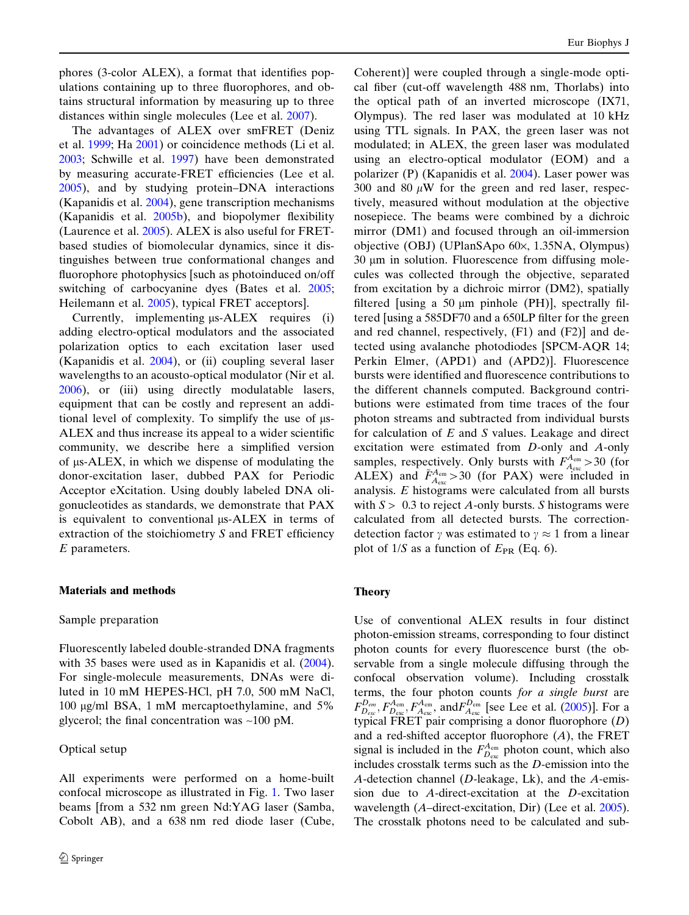phores (3-color ALEX), a format that identifies populations containing up to three fluorophores, and obtains structural information by measuring up to three distances within single molecules (Lee et al. 2007).

The advantages of ALEX over smFRET (Deniz et al. 1999; Ha 2001) or coincidence methods (Li et al. 2003; Schwille et al. 1997) have been demonstrated by measuring accurate-FRET efficiencies (Lee et al. 2005), and by studying protein–DNA interactions (Kapanidis et al. 2004), gene transcription mechanisms (Kapanidis et al. 2005b), and biopolymer flexibility (Laurence et al. 2005). ALEX is also useful for FRET-based studies of biomolecular dynamics, since it distinguishes between true conformational changes and fluorophore photophysics [such as photoinduced on/off switching of carbocyanine dyes (Bates et al. 2005; Heilemann et al. 2005), typical FRET acceptors].

Currently, implementing μs-ALEX requires (i) adding electro-optical modulators and the associated polarization optics to each excitation laser used (Kapanidis et al. 2004), or (ii) coupling several laser wavelengths to an acousto-optical modulator (Nir et al. 2006), or (iii) using directly modulatable lasers, equipment that can be costly and represent an additional level of complexity. To simplify the use of μs-ALEX and thus increase its appeal to a wider scientific community, we describe here a simplified version of μs-ALEX, in which we dispense of modulating the donor-excitation laser, dubbed PAX for Periodic Acceptor eXcitation. Using doubly labeled DNA oligonucleotides as standards, we demonstrate that PAX is equivalent to conventional μs-ALEX in terms of extraction of the stoichiometry *S* and FRET efficiency *E* parameters.

## Materials and methods

### Sample preparation

Fluorescently labeled double-stranded DNA fragments with 35 bases were used as in Kapanidis et al. (2004). For single-molecule measurements, DNAs were diluted in 10 mM HEPES-HCl, pH 7.0, 500 mM NaCl, 100 μg/ml BSA, 1 mM mercaptoethylamine, and 5% glycerol; the final concentration was ~100 pM.

### Optical setup

All experiments were performed on a home-built confocal microscope as illustrated in Fig. 1. Two laser beams [from a 532 nm green Nd:YAG laser (Samba, Cobolt AB), and a 638 nm red diode laser (Cube, Coherent)] were coupled through a single-mode optical fiber (cut-off wavelength 488 nm, Thorlabs) into the optical path of an inverted microscope (IX71, Olympus). The red laser was modulated at 10 kHz using TTL signals. In PAX, the green laser was not modulated; in ALEX, the green laser was modulated using an electro-optical modulator (EOM) and a polarizer (P) (Kapanidis et al. 2004). Laser power was 300 and 80 $\mu$W for the green and red laser, respectively, measured without modulation at the objective nosepiece. The beams were combined by a dichroic mirror (DM1) and focused through an oil-immersion objective (OBJ) (UPlanSApo 60×, 1.35NA, Olympus) 30 μm in solution. Fluorescence from diffusing molecules was collected through the objective, separated from excitation by a dichroic mirror (DM2), spatially filtered [using a 50 μm pinhole (PH)], spectrally filtered [using a 585DF70 and a 650LP filter for the green and red channel, respectively, (F1) and (F2)] and detected using avalanche photodiodes [SPCM-AQR 14; Perkin Elmer, (APD1) and (APD2)]. Fluorescence bursts were identified and fluorescence contributions to the different channels computed. Background contributions were estimated from time traces of the four photon streams and subtracted from individual bursts for calculation of *E* and *S* values. Leakage and direct excitation were estimated from *D*-only and *A*-only samples, respectively. Only bursts with $F_{A_{exc}}^{A_{em}} > 30$ (for ALEX) and $\tilde{F}_{A_{exc}}^{A_{em}} > 30$ (for PAX) were included in analysis. *E* histograms were calculated from all bursts with $S >$ 0.3 to reject *A*-only bursts. *S* histograms were calculated from all detected bursts. The correction-detection factor $\gamma$ was estimated to $\gamma \approx 1$ from a linear plot of $1/S$ as a function of $E_{PR}$ (Eq. 6).

## Theory

Use of conventional ALEX results in four distinct photon-emission streams, corresponding to four distinct photon counts for every fluorescence burst (the observable from a single molecule diffusing through the confocal observation volume). Including crosstalk terms, the four photon counts *for a single burst* are $F_{D_{exc}}^{D_{em}}, F_{D_{exc}}^{A_{em}}, F_{A_{exc}}^{A_{em}}$, and $F_{A_{exc}}^{D_{em}}$ [see Lee et al. (2005)]. For a typical FRET pair comprising a donor fluorophore (*D*) and a red-shifted acceptor fluorophore (*A*), the FRET signal is included in the $F_{D_{exc}}^{A_{em}}$ photon count, which also includes crosstalk terms such as the *D*-emission into the *A*-detection channel (*D*-leakage, Lk), and the *A*-emission due to *A*-direct-excitation at the *D*-excitation wavelength (*A*–direct-excitation, Dir) (Lee et al. 2005). The crosstalk photons need to be calculated and sub-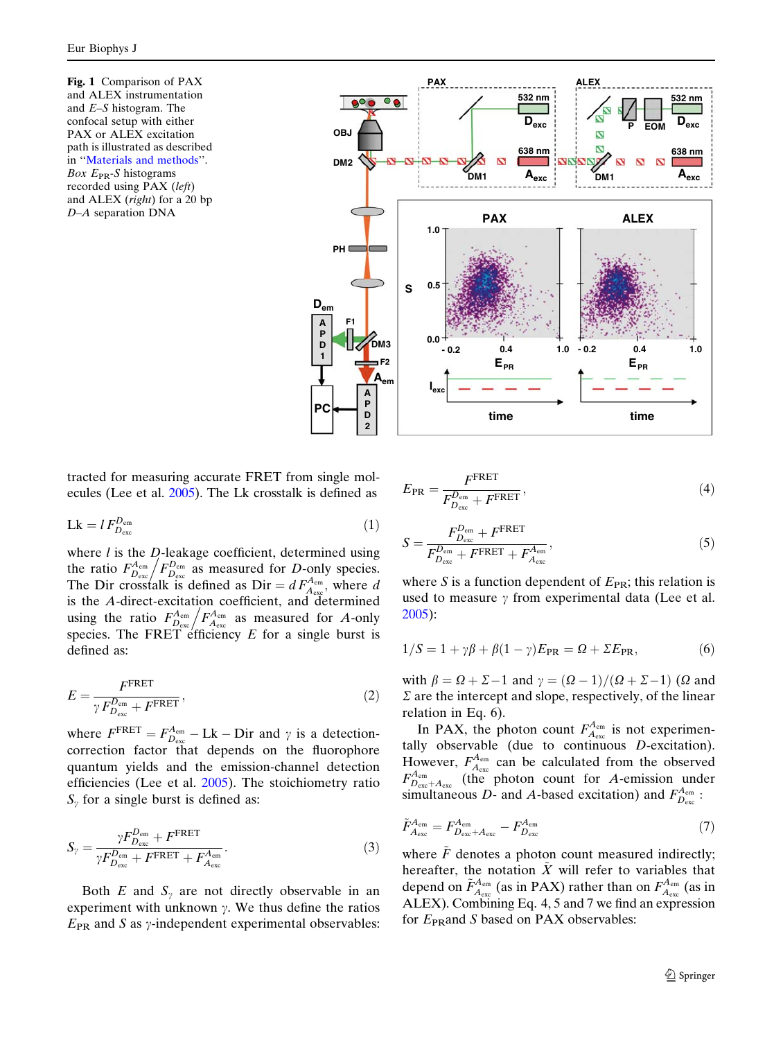**Fig. 1** Comparison of PAX and ALEX instrumentation and *E–S* histogram. The confocal setup with either PAX or ALEX excitation path is illustrated as described in "Materials and methods". *Box* $E_{PR}$-*S* histograms recorded using PAX (*left*) and ALEX (*right*) for a 20 bp *D–A* separation DNA

tracted for measuring accurate FRET from single molecules (Lee et al. 2005). The Lk crosstalk is defined as

$$\mathrm{Lk} = l\,F_{D_{\mathrm{exc}}}^{D_{\mathrm{em}}} \tag{1}$$

where $l$ is the *D*-leakage coefficient, determined using the ratio $F_{D_{\mathrm{exc}}}^{A_{\mathrm{em}}} / F_{D_{\mathrm{exc}}}^{D_{\mathrm{em}}}$ as measured for *D*-only species. The Dir crosstalk is defined as $\mathrm{Dir} = d\,F_{A_{\mathrm{exc}}}^{A_{\mathrm{em}}}$, where $d$ is the *A*-direct-excitation coefficient, and determined using the ratio $F_{D_{\mathrm{exc}}}^{A_{\mathrm{em}}} / F_{A_{\mathrm{exc}}}^{A_{\mathrm{em}}}$ as measured for *A*-only species. The FRET efficiency $E$ for a single burst is defined as:

$$E = \frac{F^{\mathrm{FRET}}}{\gamma F_{D_{\mathrm{exc}}}^{D_{\mathrm{em}}} + F^{\mathrm{FRET}}}, \tag{2}$$

where $F^{\mathrm{FRET}} = F_{D_{\mathrm{exc}}}^{A_{\mathrm{em}}} - \mathrm{Lk} - \mathrm{Dir}$ and $\gamma$ is a detection-correction factor that depends on the fluorophore quantum yields and the emission-channel detection efficiencies (Lee et al. 2005). The stoichiometry ratio $S_\gamma$ for a single burst is defined as:

$$S_\gamma = \frac{\gamma F_{D_{\mathrm{exc}}}^{D_{\mathrm{em}}} + F^{\mathrm{FRET}}}{\gamma F_{D_{\mathrm{exc}}}^{D_{\mathrm{em}}} + F^{\mathrm{FRET}} + F_{A_{\mathrm{exc}}}^{A_{\mathrm{em}}}}. \tag{3}$$

Both $E$ and $S_\gamma$ are not directly observable in an experiment with unknown $\gamma$. We thus define the ratios $E_{\mathrm{PR}}$ and $S$ as $\gamma$-independent experimental observables:

$$E_{\mathrm{PR}} = \frac{F^{\mathrm{FRET}}}{F_{D_{\mathrm{exc}}}^{D_{\mathrm{em}}} + F^{\mathrm{FRET}}}, \tag{4}$$

$$S = \frac{F_{D_{\mathrm{exc}}}^{D_{\mathrm{em}}} + F^{\mathrm{FRET}}}{F_{D_{\mathrm{exc}}}^{D_{\mathrm{em}}} + F^{\mathrm{FRET}} + F_{A_{\mathrm{exc}}}^{A_{\mathrm{em}}}}, \tag{5}$$

where $S$ is a function dependent of $E_{\mathrm{PR}}$; this relation is used to measure $\gamma$ from experimental data (Lee et al. 2005):

$$1/S = 1 + \gamma\beta + \beta(1-\gamma)E_{\mathrm{PR}} = \Omega + \Sigma E_{\mathrm{PR}}, \tag{6}$$

with $\beta = \Omega + \Sigma - 1$ and $\gamma = (\Omega - 1)/(\Omega + \Sigma - 1)$ ($\Omega$ and $\Sigma$ are the intercept and slope, respectively, of the linear relation in Eq. 6).

In PAX, the photon count $F_{A_{\mathrm{exc}}}^{A_{\mathrm{em}}}$ is not experimentally observable (due to continuous *D*-excitation). However, $F_{A_{\mathrm{exc}}}^{A_{\mathrm{em}}}$ can be calculated from the observed $F_{D_{\mathrm{exc}}+A_{\mathrm{exc}}}^{A_{\mathrm{em}}}$ (the photon count for *A*-emission under simultaneous *D*- and *A*-based excitation) and $F_{D_{\mathrm{exc}}}^{A_{\mathrm{em}}}$:

$$\tilde{F}_{A_{\mathrm{exc}}}^{A_{\mathrm{em}}} = F_{D_{\mathrm{exc}}+A_{\mathrm{exc}}}^{A_{\mathrm{em}}} - F_{D_{\mathrm{exc}}}^{A_{\mathrm{em}}} \tag{7}$$

where $\tilde{F}$ denotes a photon count measured indirectly; hereafter, the notation $\tilde{X}$ will refer to variables that depend on $\tilde{F}_{A_{\mathrm{exc}}}^{A_{\mathrm{em}}}$ (as in PAX) rather than on $F_{A_{\mathrm{exc}}}^{A_{\mathrm{em}}}$ (as in ALEX). Combining Eq. 4, 5 and 7 we find an expression for $E_{\mathrm{PR}}$and $S$ based on PAX observables: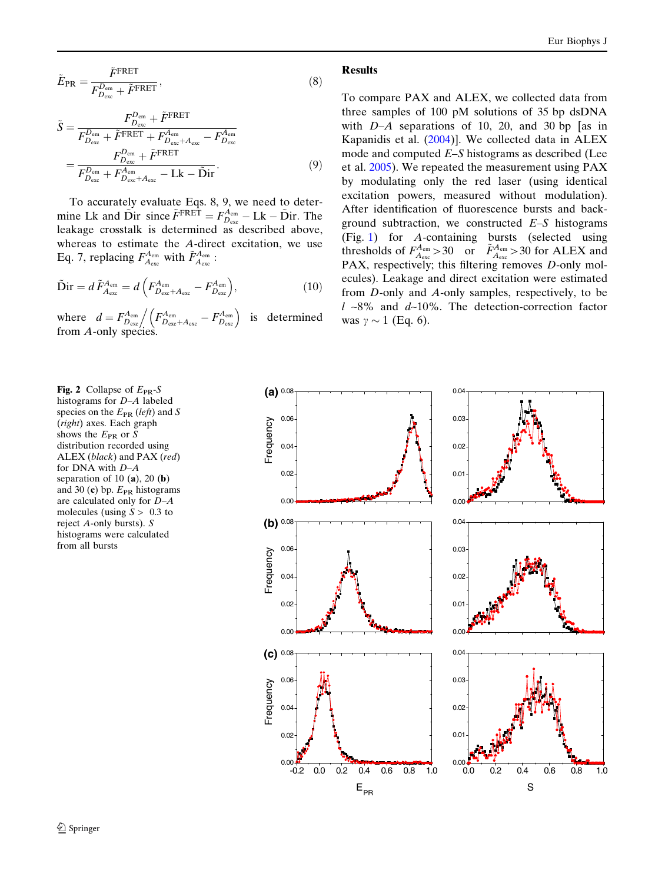$$\tilde{E}_{\mathrm{PR}} = \frac{\tilde{F}^{\mathrm{FRET}}}{F_{D_{\mathrm{exc}}}^{D_{\mathrm{em}}} + \tilde{F}^{\mathrm{FRET}}}, \tag{8}$$

$$\tilde{S} = \frac{F_{D_{\mathrm{exc}}}^{D_{\mathrm{em}}} + \tilde{F}^{\mathrm{FRET}}}{F_{D_{\mathrm{exc}}}^{D_{\mathrm{em}}} + \tilde{F}^{\mathrm{FRET}} + F_{D_{\mathrm{exc}}+A_{\mathrm{exc}}}^{A_{\mathrm{em}}} - F_{D_{\mathrm{exc}}}^{A_{\mathrm{em}}}} = \frac{F_{D_{\mathrm{exc}}}^{D_{\mathrm{em}}} + \tilde{F}^{\mathrm{FRET}}}{F_{D_{\mathrm{exc}}}^{D_{\mathrm{em}}} + F_{D_{\mathrm{exc}}+A_{\mathrm{exc}}}^{A_{\mathrm{em}}} - \mathrm{Lk} - \tilde{\mathrm{Dir}}}. \tag{9}$$

To accurately evaluate Eqs. 8, 9, we need to determine Lk and $\tilde{\mathrm{Dir}}$ since $\tilde{F}^{\mathrm{FRET}} = F_{D_{\mathrm{exc}}}^{A_{\mathrm{em}}} - \mathrm{Lk} - \tilde{\mathrm{Dir}}$. The leakage crosstalk is determined as described above, whereas to estimate the $A$-direct excitation, we use Eq. 7, replacing $F_{A_{\mathrm{exc}}}^{A_{\mathrm{em}}}$ with $\tilde{F}_{A_{\mathrm{exc}}}^{A_{\mathrm{em}}}$ :

$$\tilde{\mathrm{Dir}} = d\,\tilde{F}_{A_{\mathrm{exc}}}^{A_{\mathrm{em}}} = d\left(F_{D_{\mathrm{exc}}+A_{\mathrm{exc}}}^{A_{\mathrm{em}}} - F_{D_{\mathrm{exc}}}^{A_{\mathrm{em}}}\right), \tag{10}$$

where $d = F_{D_{\mathrm{exc}}}^{A_{\mathrm{em}}} \Big/ \left(F_{D_{\mathrm{exc}}+A_{\mathrm{exc}}}^{A_{\mathrm{em}}} - F_{D_{\mathrm{exc}}}^{A_{\mathrm{em}}}\right)$ is determined from $A$-only species.

## Results

To compare PAX and ALEX, we collected data from three samples of 100 pM solutions of 35 bp dsDNA with $D$–$A$ separations of 10, 20, and 30 bp [as in Kapanidis et al. (2004)]. We collected data in ALEX mode and computed $E$–$S$ histograms as described (Lee et al. 2005). We repeated the measurement using PAX by modulating only the red laser (using identical excitation powers, measured without modulation). After identification of fluorescence bursts and background subtraction, we constructed $E$–$S$ histograms (Fig. 1) for $A$-containing bursts (selected using thresholds of $F_{A_{\mathrm{exc}}}^{A_{\mathrm{em}}} > 30$ or $\tilde{F}_{A_{\mathrm{exc}}}^{A_{\mathrm{em}}} > 30$ for ALEX and PAX, respectively; this filtering removes $D$-only molecules). Leakage and direct excitation were estimated from $D$-only and $A$-only samples, respectively, to be $l$ ~8% and $d$~10%. The detection-correction factor was $\gamma \sim 1$ (Eq. 6).

**Fig. 2** Collapse of $E_{\mathrm{PR}}$-$S$ histograms for $D$–$A$ labeled species on the $E_{\mathrm{PR}}$ (*left*) and $S$ (*right*) axes. Each graph shows the $E_{\mathrm{PR}}$ or $S$ distribution recorded using ALEX (*black*) and PAX (*red*) for DNA with $D$–$A$ separation of 10 (**a**), 20 (**b**) and 30 (**c**) bp. $E_{\mathrm{PR}}$ histograms are calculated only for $D$–$A$ molecules (using $S >$ 0.3 to reject $A$-only bursts). $S$ histograms were calculated from all bursts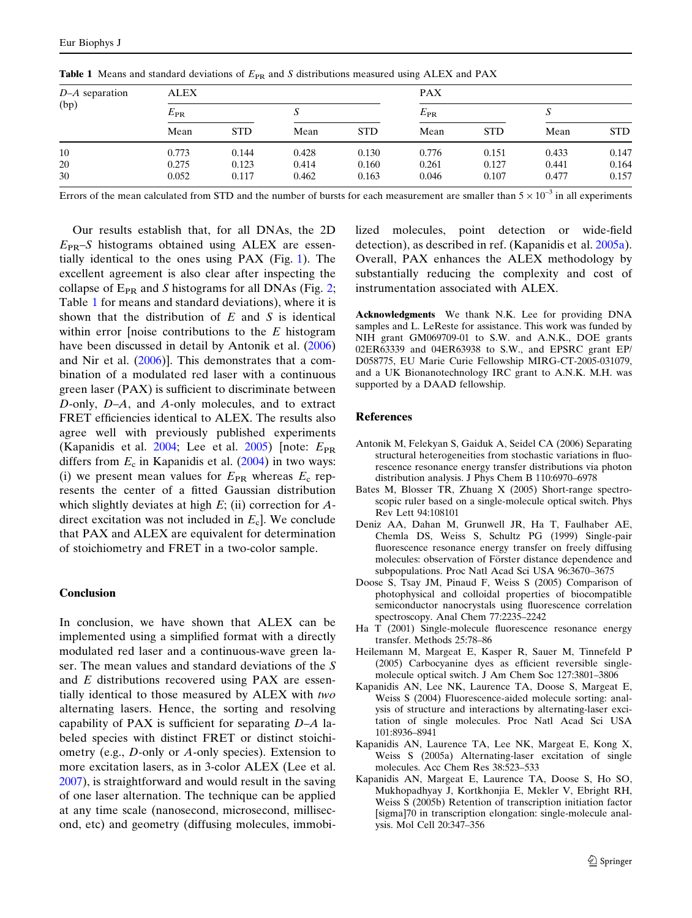**Table 1** Means and standard deviations of $E_{PR}$ and $S$ distributions measured using ALEX and PAX

| D–A separation (bp) | ALEX | | | | PAX | | | |
|---|---|---|---|---|---|---|---|---|
| | $E_{PR}$ | | $S$ | | $E_{PR}$ | | $S$ | |
| | Mean | STD | Mean | STD | Mean | STD | Mean | STD |
| 10 | 0.773 | 0.144 | 0.428 | 0.130 | 0.776 | 0.151 | 0.433 | 0.147 |
| 20 | 0.275 | 0.123 | 0.414 | 0.160 | 0.261 | 0.127 | 0.441 | 0.164 |
| 30 | 0.052 | 0.117 | 0.462 | 0.163 | 0.046 | 0.107 | 0.477 | 0.157 |

Errors of the mean calculated from STD and the number of bursts for each measurement are smaller than $5 \times 10^{-3}$ in all experiments

Our results establish that, for all DNAs, the 2D $E_{PR}$–$S$ histograms obtained using ALEX are essentially identical to the ones using PAX (Fig. 1). The excellent agreement is also clear after inspecting the collapse of $E_{PR}$ and $S$ histograms for all DNAs (Fig. 2; Table 1 for means and standard deviations), where it is shown that the distribution of $E$ and $S$ is identical within error [noise contributions to the $E$ histogram have been discussed in detail by Antonik et al. (2006) and Nir et al. (2006)]. This demonstrates that a combination of a modulated red laser with a continuous green laser (PAX) is sufficient to discriminate between *D*-only, *D*–*A*, and *A*-only molecules, and to extract FRET efficiencies identical to ALEX. The results also agree well with previously published experiments (Kapanidis et al. 2004; Lee et al. 2005) [note: $E_{PR}$ differs from $E_c$ in Kapanidis et al. (2004) in two ways: (i) we present mean values for $E_{PR}$ whereas $E_c$ represents the center of a fitted Gaussian distribution which slightly deviates at high $E$; (ii) correction for *A*-direct excitation was not included in $E_c$]. We conclude that PAX and ALEX are equivalent for determination of stoichiometry and FRET in a two-color sample.

## Conclusion

In conclusion, we have shown that ALEX can be implemented using a simplified format with a directly modulated red laser and a continuous-wave green laser. The mean values and standard deviations of the $S$ and $E$ distributions recovered using PAX are essentially identical to those measured by ALEX with *two* alternating lasers. Hence, the sorting and resolving capability of PAX is sufficient for separating *D*–*A* labeled species with distinct FRET or distinct stoichiometry (e.g., *D*-only or *A*-only species). Extension to more excitation lasers, as in 3-color ALEX (Lee et al. 2007), is straightforward and would result in the saving of one laser alternation. The technique can be applied at any time scale (nanosecond, microsecond, millisecond, etc) and geometry (diffusing molecules, immobilized molecules, point detection or wide-field detection), as described in ref. (Kapanidis et al. 2005a). Overall, PAX enhances the ALEX methodology by substantially reducing the complexity and cost of instrumentation associated with ALEX.

**Acknowledgments** We thank N.K. Lee for providing DNA samples and L. LeReste for assistance. This work was funded by NIH grant GM069709-01 to S.W. and A.N.K., DOE grants 02ER63339 and 04ER63938 to S.W., and EPSRC grant EP/D058775, EU Marie Curie Fellowship MIRG-CT-2005-031079, and a UK Bionanotechnology IRC grant to A.N.K. M.H. was supported by a DAAD fellowship.

## References

Antonik M, Felekyan S, Gaiduk A, Seidel CA (2006) Separating structural heterogeneities from stochastic variations in fluorescence resonance energy transfer distributions via photon distribution analysis. J Phys Chem B 110:6970–6978

Bates M, Blosser TR, Zhuang X (2005) Short-range spectroscopic ruler based on a single-molecule optical switch. Phys Rev Lett 94:108101

Deniz AA, Dahan M, Grunwell JR, Ha T, Faulhaber AE, Chemla DS, Weiss S, Schultz PG (1999) Single-pair fluorescence resonance energy transfer on freely diffusing molecules: observation of Förster distance dependence and subpopulations. Proc Natl Acad Sci USA 96:3670–3675

Doose S, Tsay JM, Pinaud F, Weiss S (2005) Comparison of photophysical and colloidal properties of biocompatible semiconductor nanocrystals using fluorescence correlation spectroscopy. Anal Chem 77:2235–2242

Ha T (2001) Single-molecule fluorescence resonance energy transfer. Methods 25:78–86

Heilemann M, Margeat E, Kasper R, Sauer M, Tinnefeld P (2005) Carbocyanine dyes as efficient reversible single-molecule optical switch. J Am Chem Soc 127:3801–3806

Kapanidis AN, Lee NK, Laurence TA, Doose S, Margeat E, Weiss S (2004) Fluorescence-aided molecule sorting: analysis of structure and interactions by alternating-laser excitation of single molecules. Proc Natl Acad Sci USA 101:8936–8941

Kapanidis AN, Laurence TA, Lee NK, Margeat E, Kong X, Weiss S (2005a) Alternating-laser excitation of single molecules. Acc Chem Res 38:523–533

Kapanidis AN, Margeat E, Laurence TA, Doose S, Ho SO, Mukhopadhyay J, Kortkhonjia E, Mekler V, Ebright RH, Weiss S (2005b) Retention of transcription initiation factor [sigma]70 in transcription elongation: single-molecule analysis. Mol Cell 20:347–356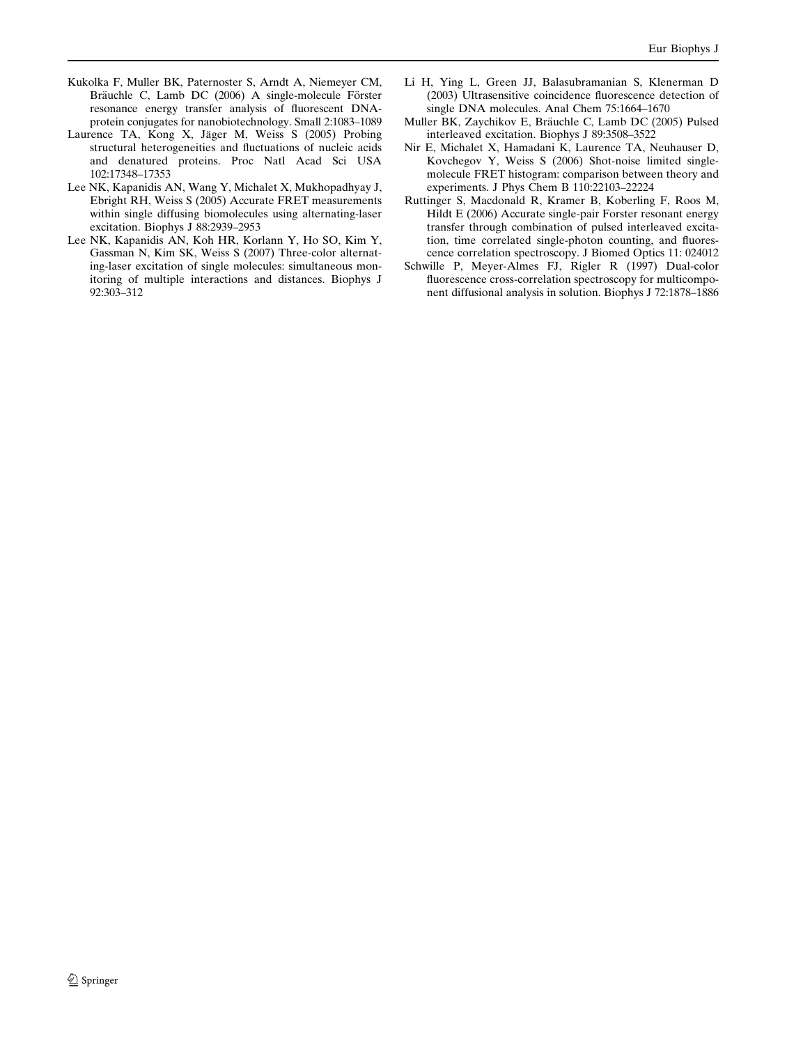Kukolka F, Muller BK, Paternoster S, Arndt A, Niemeyer CM, Bräuchle C, Lamb DC (2006) A single-molecule Förster resonance energy transfer analysis of fluorescent DNA-protein conjugates for nanobiotechnology. Small 2:1083–1089

Laurence TA, Kong X, Jäger M, Weiss S (2005) Probing structural heterogeneities and fluctuations of nucleic acids and denatured proteins. Proc Natl Acad Sci USA 102:17348–17353

Lee NK, Kapanidis AN, Wang Y, Michalet X, Mukhopadhyay J, Ebright RH, Weiss S (2005) Accurate FRET measurements within single diffusing biomolecules using alternating-laser excitation. Biophys J 88:2939–2953

Lee NK, Kapanidis AN, Koh HR, Korlann Y, Ho SO, Kim Y, Gassman N, Kim SK, Weiss S (2007) Three-color alternating-laser excitation of single molecules: simultaneous monitoring of multiple interactions and distances. Biophys J 92:303–312

Li H, Ying L, Green JJ, Balasubramanian S, Klenerman D (2003) Ultrasensitive coincidence fluorescence detection of single DNA molecules. Anal Chem 75:1664–1670

Muller BK, Zaychikov E, Bräuchle C, Lamb DC (2005) Pulsed interleaved excitation. Biophys J 89:3508–3522

Nir E, Michalet X, Hamadani K, Laurence TA, Neuhauser D, Kovchegov Y, Weiss S (2006) Shot-noise limited single-molecule FRET histogram: comparison between theory and experiments. J Phys Chem B 110:22103–22224

Ruttinger S, Macdonald R, Kramer B, Koberling F, Roos M, Hildt E (2006) Accurate single-pair Forster resonant energy transfer through combination of pulsed interleaved excitation, time correlated single-photon counting, and fluorescence correlation spectroscopy. J Biomed Optics 11: 024012

Schwille P, Meyer-Almes FJ, Rigler R (1997) Dual-color fluorescence cross-correlation spectroscopy for multicomponent diffusional analysis in solution. Biophys J 72:1878–1886